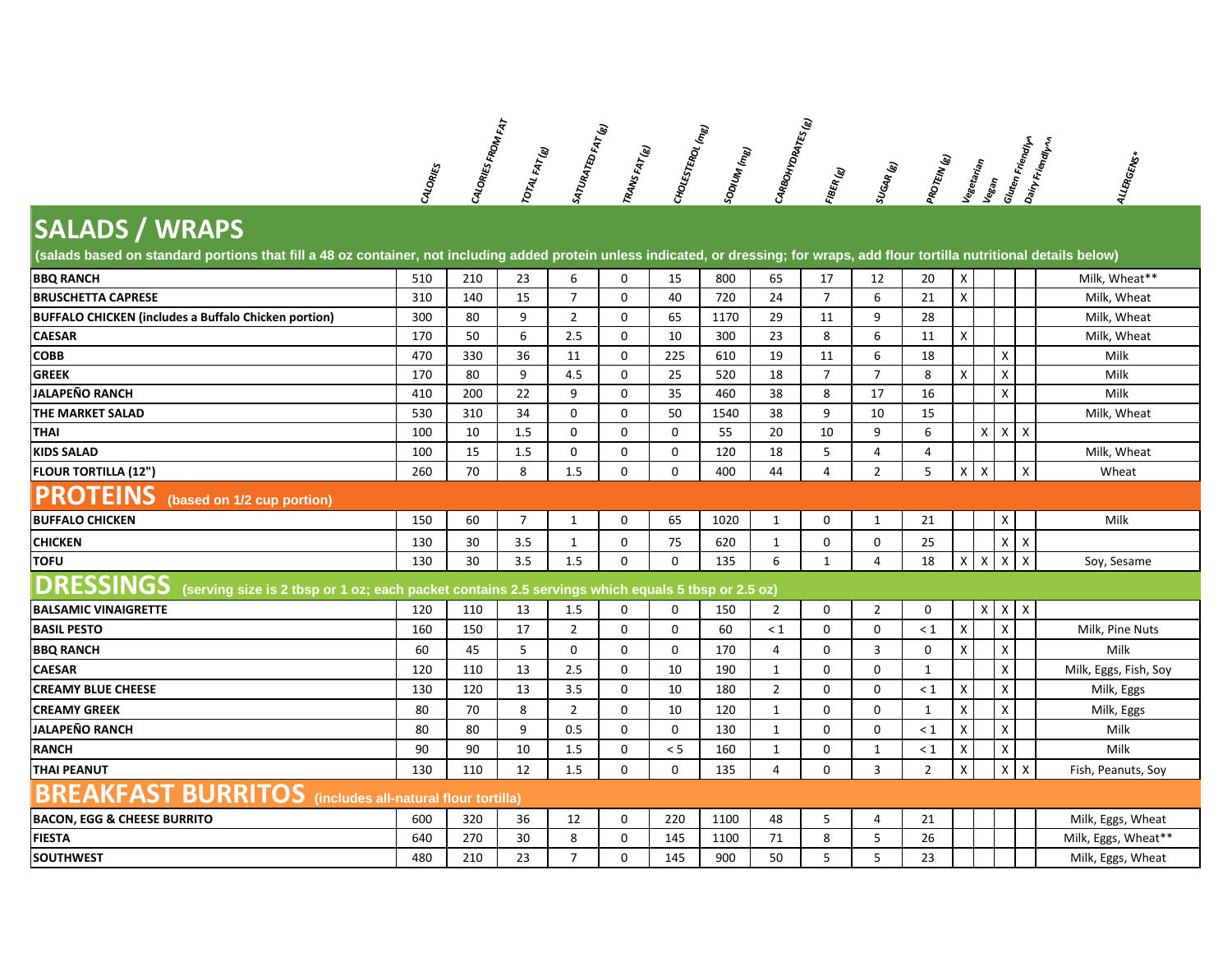## SALADS / WRAPS

**(salads based on standard portions that fill a 48 oz container, not including added protein unless indicated, or dressing; for wraps, add flour tortilla nutritional details below)**

| | CALORIES | CALORIES FROM FAT | TOTAL FAT (g) | SATURATED FAT (g) | TRANS FAT (g) | CHOLESTEROL (mg) | SODIUM (mg) | CARBOHYDRATES (g) | FIBER (g) | SUGAR (g) | PROTEIN (g) | Vegetarian | Vegan | Gluten Friendly^ | Dairy Friendly^^ | ALLERGENS* |
|---|---|---|---|---|---|---|---|---|---|---|---|---|---|---|---|---|
| **BBQ RANCH** | 510 | 210 | 23 | 6 | 0 | 15 | 800 | 65 | 17 | 12 | 20 | X | | | | Milk, Wheat** |
| **BRUSCHETTA CAPRESE** | 310 | 140 | 15 | 7 | 0 | 40 | 720 | 24 | 7 | 6 | 21 | X | | | | Milk, Wheat |
| **BUFFALO CHICKEN (includes a Buffalo Chicken portion)** | 300 | 80 | 9 | 2 | 0 | 65 | 1170 | 29 | 11 | 9 | 28 | | | | | Milk, Wheat |
| **CAESAR** | 170 | 50 | 6 | 2.5 | 0 | 10 | 300 | 23 | 8 | 6 | 11 | X | | | | Milk, Wheat |
| **COBB** | 470 | 330 | 36 | 11 | 0 | 225 | 610 | 19 | 11 | 6 | 18 | | | X | | Milk |
| **GREEK** | 170 | 80 | 9 | 4.5 | 0 | 25 | 520 | 18 | 7 | 7 | 8 | X | | X | | Milk |
| **JALAPEÑO RANCH** | 410 | 200 | 22 | 9 | 0 | 35 | 460 | 38 | 8 | 17 | 16 | | | X | | Milk |
| **THE MARKET SALAD** | 530 | 310 | 34 | 0 | 0 | 50 | 1540 | 38 | 9 | 10 | 15 | | | | | Milk, Wheat |
| **THAI** | 100 | 10 | 1.5 | 0 | 0 | 0 | 55 | 20 | 10 | 9 | 6 | | X | X | X | |
| **KIDS SALAD** | 100 | 15 | 1.5 | 0 | 0 | 0 | 120 | 18 | 5 | 4 | 4 | | | | | Milk, Wheat |
| **FLOUR TORTILLA (12")** | 260 | 70 | 8 | 1.5 | 0 | 0 | 400 | 44 | 4 | 2 | 5 | X | X | | X | Wheat |

## PROTEINS (based on 1/2 cup portion)

| | CALORIES | CALORIES FROM FAT | TOTAL FAT (g) | SATURATED FAT (g) | TRANS FAT (g) | CHOLESTEROL (mg) | SODIUM (mg) | CARBOHYDRATES (g) | FIBER (g) | SUGAR (g) | PROTEIN (g) | Vegetarian | Vegan | Gluten Friendly^ | Dairy Friendly^^ | ALLERGENS* |
|---|---|---|---|---|---|---|---|---|---|---|---|---|---|---|---|---|
| **BUFFALO CHICKEN** | 150 | 60 | 7 | 1 | 0 | 65 | 1020 | 1 | 0 | 1 | 21 | | | X | | Milk |
| **CHICKEN** | 130 | 30 | 3.5 | 1 | 0 | 75 | 620 | 1 | 0 | 0 | 25 | | | X | X | |
| **TOFU** | 130 | 30 | 3.5 | 1.5 | 0 | 0 | 135 | 6 | 1 | 4 | 18 | X | X | X | X | Soy, Sesame |

## DRESSINGS (serving size is 2 tbsp or 1 oz; each packet contains 2.5 servings which equals 5 tbsp or 2.5 oz)

| | CALORIES | CALORIES FROM FAT | TOTAL FAT (g) | SATURATED FAT (g) | TRANS FAT (g) | CHOLESTEROL (mg) | SODIUM (mg) | CARBOHYDRATES (g) | FIBER (g) | SUGAR (g) | PROTEIN (g) | Vegetarian | Vegan | Gluten Friendly^ | Dairy Friendly^^ | ALLERGENS* |
|---|---|---|---|---|---|---|---|---|---|---|---|---|---|---|---|---|
| **BALSAMIC VINAIGRETTE** | 120 | 110 | 13 | 1.5 | 0 | 0 | 150 | 2 | 0 | 2 | 0 | | X | X | X | |
| **BASIL PESTO** | 160 | 150 | 17 | 2 | 0 | 0 | 60 | < 1 | 0 | 0 | < 1 | X | | X | | Milk, Pine Nuts |
| **BBQ RANCH** | 60 | 45 | 5 | 0 | 0 | 0 | 170 | 4 | 0 | 3 | 0 | X | | X | | Milk |
| **CAESAR** | 120 | 110 | 13 | 2.5 | 0 | 10 | 190 | 1 | 0 | 0 | 1 | | | X | | Milk, Eggs, Fish, Soy |
| **CREAMY BLUE CHEESE** | 130 | 120 | 13 | 3.5 | 0 | 10 | 180 | 2 | 0 | 0 | < 1 | X | | X | | Milk, Eggs |
| **CREAMY GREEK** | 80 | 70 | 8 | 2 | 0 | 10 | 120 | 1 | 0 | 0 | 1 | X | | X | | Milk, Eggs |
| **JALAPEÑO RANCH** | 80 | 80 | 9 | 0.5 | 0 | 0 | 130 | 1 | 0 | 0 | < 1 | X | | X | | Milk |
| **RANCH** | 90 | 90 | 10 | 1.5 | 0 | < 5 | 160 | 1 | 0 | 1 | < 1 | X | | X | | Milk |
| **THAI PEANUT** | 130 | 110 | 12 | 1.5 | 0 | 0 | 135 | 4 | 0 | 3 | 2 | X | | X | X | Fish, Peanuts, Soy |

## BREAKFAST BURRITOS (includes all-natural flour tortilla)

| | CALORIES | CALORIES FROM FAT | TOTAL FAT (g) | SATURATED FAT (g) | TRANS FAT (g) | CHOLESTEROL (mg) | SODIUM (mg) | CARBOHYDRATES (g) | FIBER (g) | SUGAR (g) | PROTEIN (g) | Vegetarian | Vegan | Gluten Friendly^ | Dairy Friendly^^ | ALLERGENS* |
|---|---|---|---|---|---|---|---|---|---|---|---|---|---|---|---|---|
| **BACON, EGG & CHEESE BURRITO** | 600 | 320 | 36 | 12 | 0 | 220 | 1100 | 48 | 5 | 4 | 21 | | | | | Milk, Eggs, Wheat |
| **FIESTA** | 640 | 270 | 30 | 8 | 0 | 145 | 1100 | 71 | 8 | 5 | 26 | | | | | Milk, Eggs, Wheat** |
| **SOUTHWEST** | 480 | 210 | 23 | 7 | 0 | 145 | 900 | 50 | 5 | 5 | 23 | | | | | Milk, Eggs, Wheat |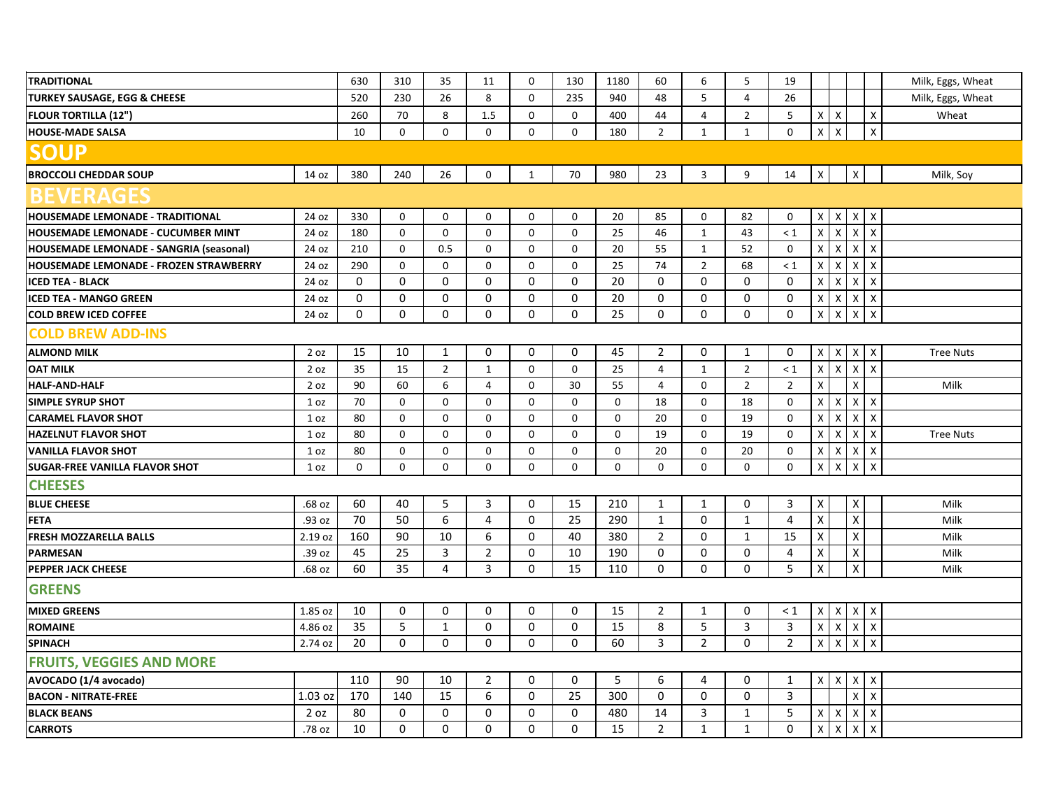| | | | | | | | | | | | | | | | | | |
|---|---|---|---|---|---|---|---|---|---|---|---|---|---|---|---|---|---|
| **TRADITIONAL** | | 630 | 310 | 35 | 11 | 0 | 130 | 1180 | 60 | 6 | 5 | 19 | | | | | Milk, Eggs, Wheat |
| **TURKEY SAUSAGE, EGG & CHEESE** | | 520 | 230 | 26 | 8 | 0 | 235 | 940 | 48 | 5 | 4 | 26 | | | | | Milk, Eggs, Wheat |
| **FLOUR TORTILLA (12")** | | 260 | 70 | 8 | 1.5 | 0 | 0 | 400 | 44 | 4 | 2 | 5 | X | X | | X | Wheat |
| **HOUSE-MADE SALSA** | | 10 | 0 | 0 | 0 | 0 | 0 | 180 | 2 | 1 | 1 | 0 | X | X | | X | |
| **SOUP** | | | | | | | | | | | | | | | | | |
| **BROCCOLI CHEDDAR SOUP** | 14 oz | 380 | 240 | 26 | 0 | 1 | 70 | 980 | 23 | 3 | 9 | 14 | X | | X | | Milk, Soy |
| **BEVERAGES** | | | | | | | | | | | | | | | | | |
| **HOUSEMADE LEMONADE - TRADITIONAL** | 24 oz | 330 | 0 | 0 | 0 | 0 | 0 | 20 | 85 | 0 | 82 | 0 | X | X | X | X | |
| **HOUSEMADE LEMONADE - CUCUMBER MINT** | 24 oz | 180 | 0 | 0 | 0 | 0 | 0 | 25 | 46 | 1 | 43 | < 1 | X | X | X | X | |
| **HOUSEMADE LEMONADE - SANGRIA (seasonal)** | 24 oz | 210 | 0 | 0.5 | 0 | 0 | 0 | 20 | 55 | 1 | 52 | 0 | X | X | X | X | |
| **HOUSEMADE LEMONADE - FROZEN STRAWBERRY** | 24 oz | 290 | 0 | 0 | 0 | 0 | 0 | 25 | 74 | 2 | 68 | < 1 | X | X | X | X | |
| **ICED TEA - BLACK** | 24 oz | 0 | 0 | 0 | 0 | 0 | 0 | 20 | 0 | 0 | 0 | 0 | X | X | X | X | |
| **ICED TEA - MANGO GREEN** | 24 oz | 0 | 0 | 0 | 0 | 0 | 0 | 20 | 0 | 0 | 0 | 0 | X | X | X | X | |
| **COLD BREW ICED COFFEE** | 24 oz | 0 | 0 | 0 | 0 | 0 | 0 | 25 | 0 | 0 | 0 | 0 | X | X | X | X | |
| **COLD BREW ADD-INS** | | | | | | | | | | | | | | | | | |
| **ALMOND MILK** | 2 oz | 15 | 10 | 1 | 0 | 0 | 0 | 45 | 2 | 0 | 1 | 0 | X | X | X | X | Tree Nuts |
| **OAT MILK** | 2 oz | 35 | 15 | 2 | 1 | 0 | 0 | 25 | 4 | 1 | 2 | < 1 | X | X | X | X | |
| **HALF-AND-HALF** | 2 oz | 90 | 60 | 6 | 4 | 0 | 30 | 55 | 4 | 0 | 2 | 2 | X | | X | | Milk |
| **SIMPLE SYRUP SHOT** | 1 oz | 70 | 0 | 0 | 0 | 0 | 0 | 0 | 18 | 0 | 18 | 0 | X | X | X | X | |
| **CARAMEL FLAVOR SHOT** | 1 oz | 80 | 0 | 0 | 0 | 0 | 0 | 0 | 20 | 0 | 19 | 0 | X | X | X | X | |
| **HAZELNUT FLAVOR SHOT** | 1 oz | 80 | 0 | 0 | 0 | 0 | 0 | 0 | 19 | 0 | 19 | 0 | X | X | X | X | Tree Nuts |
| **VANILLA FLAVOR SHOT** | 1 oz | 80 | 0 | 0 | 0 | 0 | 0 | 0 | 20 | 0 | 20 | 0 | X | X | X | X | |
| **SUGAR-FREE VANILLA FLAVOR SHOT** | 1 oz | 0 | 0 | 0 | 0 | 0 | 0 | 0 | 0 | 0 | 0 | 0 | X | X | X | X | |
| **CHEESES** | | | | | | | | | | | | | | | | | |
| **BLUE CHEESE** | .68 oz | 60 | 40 | 5 | 3 | 0 | 15 | 210 | 1 | 1 | 0 | 3 | X | | X | | Milk |
| **FETA** | .93 oz | 70 | 50 | 6 | 4 | 0 | 25 | 290 | 1 | 0 | 1 | 4 | X | | X | | Milk |
| **FRESH MOZZARELLA BALLS** | 2.19 oz | 160 | 90 | 10 | 6 | 0 | 40 | 380 | 2 | 0 | 1 | 15 | X | | X | | Milk |
| **PARMESAN** | .39 oz | 45 | 25 | 3 | 2 | 0 | 10 | 190 | 0 | 0 | 0 | 4 | X | | X | | Milk |
| **PEPPER JACK CHEESE** | .68 oz | 60 | 35 | 4 | 3 | 0 | 15 | 110 | 0 | 0 | 0 | 5 | X | | X | | Milk |
| **GREENS** | | | | | | | | | | | | | | | | | |
| **MIXED GREENS** | 1.85 oz | 10 | 0 | 0 | 0 | 0 | 0 | 15 | 2 | 1 | 0 | < 1 | X | X | X | X | |
| **ROMAINE** | 4.86 oz | 35 | 5 | 1 | 0 | 0 | 0 | 15 | 8 | 5 | 3 | 3 | X | X | X | X | |
| **SPINACH** | 2.74 oz | 20 | 0 | 0 | 0 | 0 | 0 | 60 | 3 | 2 | 0 | 2 | X | X | X | X | |
| **FRUITS, VEGGIES AND MORE** | | | | | | | | | | | | | | | | | |
| **AVOCADO (1/4 avocado)** | | 110 | 90 | 10 | 2 | 0 | 0 | 5 | 6 | 4 | 0 | 1 | X | X | X | X | |
| **BACON - NITRATE-FREE** | 1.03 oz | 170 | 140 | 15 | 6 | 0 | 25 | 300 | 0 | 0 | 0 | 3 | | | X | X | |
| **BLACK BEANS** | 2 oz | 80 | 0 | 0 | 0 | 0 | 0 | 480 | 14 | 3 | 1 | 5 | X | X | X | X | |
| **CARROTS** | .78 oz | 10 | 0 | 0 | 0 | 0 | 0 | 15 | 2 | 1 | 1 | 0 | X | X | X | X | |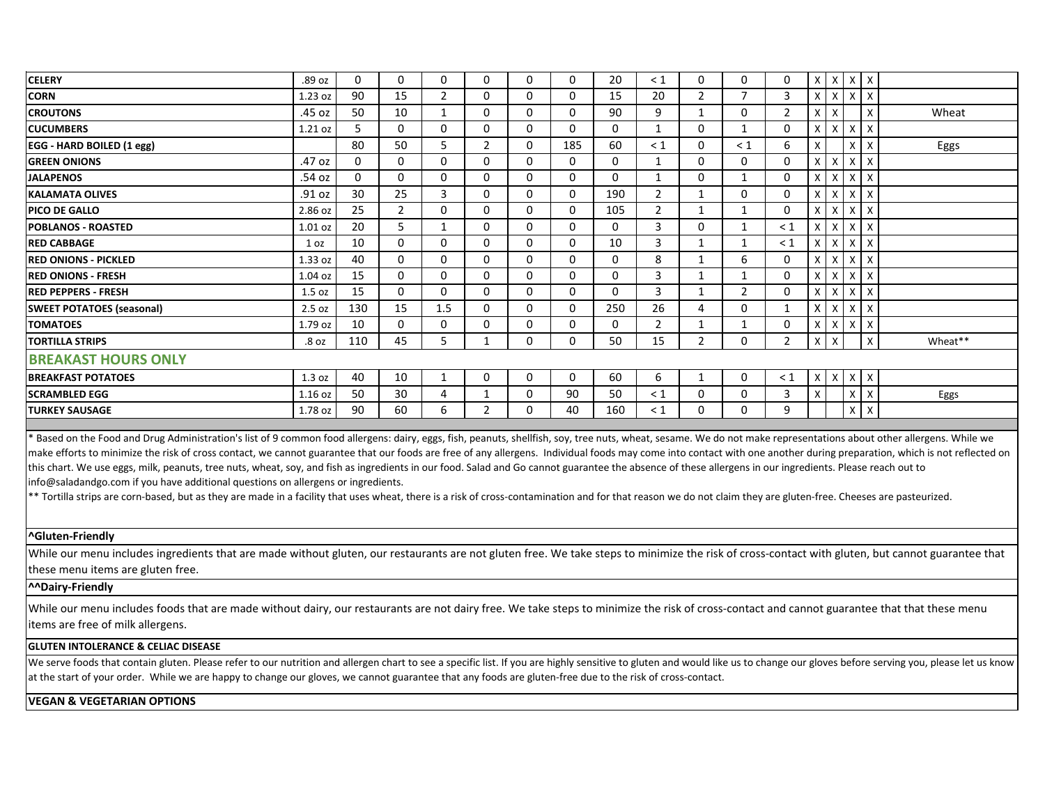| | | | | | | | | | | | | | | | | | |
|---|---|---|---|---|---|---|---|---|---|---|---|---|---|---|---|---|---|
| **CELERY** | .89 oz | 0 | 0 | 0 | 0 | 0 | 0 | 20 | < 1 | 0 | 0 | 0 | X | X | X | X | |
| **CORN** | 1.23 oz | 90 | 15 | 2 | 0 | 0 | 0 | 15 | 20 | 2 | 7 | 3 | X | X | X | X | |
| **CROUTONS** | .45 oz | 50 | 10 | 1 | 0 | 0 | 0 | 90 | 9 | 1 | 0 | 2 | X | X | | X | Wheat |
| **CUCUMBERS** | 1.21 oz | 5 | 0 | 0 | 0 | 0 | 0 | 0 | 1 | 0 | 1 | 0 | X | X | X | X | |
| **EGG - HARD BOILED (1 egg)** | | 80 | 50 | 5 | 2 | 0 | 185 | 60 | < 1 | 0 | < 1 | 6 | X | | X | X | Eggs |
| **GREEN ONIONS** | .47 oz | 0 | 0 | 0 | 0 | 0 | 0 | 0 | 1 | 0 | 0 | 0 | X | X | X | X | |
| **JALAPENOS** | .54 oz | 0 | 0 | 0 | 0 | 0 | 0 | 0 | 1 | 0 | 1 | 0 | X | X | X | X | |
| **KALAMATA OLIVES** | .91 oz | 30 | 25 | 3 | 0 | 0 | 0 | 190 | 2 | 1 | 0 | 0 | X | X | X | X | |
| **PICO DE GALLO** | 2.86 oz | 25 | 2 | 0 | 0 | 0 | 0 | 105 | 2 | 1 | 1 | 0 | X | X | X | X | |
| **POBLANOS - ROASTED** | 1.01 oz | 20 | 5 | 1 | 0 | 0 | 0 | 0 | 3 | 0 | 1 | < 1 | X | X | X | X | |
| **RED CABBAGE** | 1 oz | 10 | 0 | 0 | 0 | 0 | 0 | 10 | 3 | 1 | 1 | < 1 | X | X | X | X | |
| **RED ONIONS - PICKLED** | 1.33 oz | 40 | 0 | 0 | 0 | 0 | 0 | 0 | 8 | 1 | 6 | 0 | X | X | X | X | |
| **RED ONIONS - FRESH** | 1.04 oz | 15 | 0 | 0 | 0 | 0 | 0 | 0 | 3 | 1 | 1 | 0 | X | X | X | X | |
| **RED PEPPERS - FRESH** | 1.5 oz | 15 | 0 | 0 | 0 | 0 | 0 | 0 | 3 | 1 | 2 | 0 | X | X | X | X | |
| **SWEET POTATOES (seasonal)** | 2.5 oz | 130 | 15 | 1.5 | 0 | 0 | 0 | 250 | 26 | 4 | 0 | 1 | X | X | X | X | |
| **TOMATOES** | 1.79 oz | 10 | 0 | 0 | 0 | 0 | 0 | 0 | 2 | 1 | 1 | 0 | X | X | X | X | |
| **TORTILLA STRIPS** | .8 oz | 110 | 45 | 5 | 1 | 0 | 0 | 50 | 15 | 2 | 0 | 2 | X | X | | X | Wheat** |
| **BREAKAST HOURS ONLY** | | | | | | | | | | | | | | | | | |
| **BREAKFAST POTATOES** | 1.3 oz | 40 | 10 | 1 | 0 | 0 | 0 | 60 | 6 | 1 | 0 | < 1 | X | X | X | X | |
| **SCRAMBLED EGG** | 1.16 oz | 50 | 30 | 4 | 1 | 0 | 90 | 50 | < 1 | 0 | 0 | 3 | X | | X | X | Eggs |
| **TURKEY SAUSAGE** | 1.78 oz | 90 | 60 | 6 | 2 | 0 | 40 | 160 | < 1 | 0 | 0 | 9 | | | X | X | |

* Based on the Food and Drug Administration's list of 9 common food allergens: dairy, eggs, fish, peanuts, shellfish, soy, tree nuts, wheat, sesame. We do not make representations about other allergens. While we make efforts to minimize the risk of cross contact, we cannot guarantee that our foods are free of any allergens. Individual foods may come into contact with one another during preparation, which is not reflected on this chart. We use eggs, milk, peanuts, tree nuts, wheat, soy, and fish as ingredients in our food. Salad and Go cannot guarantee the absence of these allergens in our ingredients. Please reach out to info@saladandgo.com if you have additional questions on allergens or ingredients.

** Tortilla strips are corn-based, but as they are made in a facility that uses wheat, there is a risk of cross-contamination and for that reason we do not claim they are gluten-free. Cheeses are pasteurized.

**^Gluten-Friendly**

While our menu includes ingredients that are made without gluten, our restaurants are not gluten free. We take steps to minimize the risk of cross-contact with gluten, but cannot guarantee that these menu items are gluten free.

**^^Dairy-Friendly**

While our menu includes foods that are made without dairy, our restaurants are not dairy free. We take steps to minimize the risk of cross-contact and cannot guarantee that that these menu items are free of milk allergens.

**GLUTEN INTOLERANCE & CELIAC DISEASE**

We serve foods that contain gluten. Please refer to our nutrition and allergen chart to see a specific list. If you are highly sensitive to gluten and would like us to change our gloves before serving you, please let us know at the start of your order. While we are happy to change our gloves, we cannot guarantee that any foods are gluten-free due to the risk of cross-contact.

**VEGAN & VEGETARIAN OPTIONS**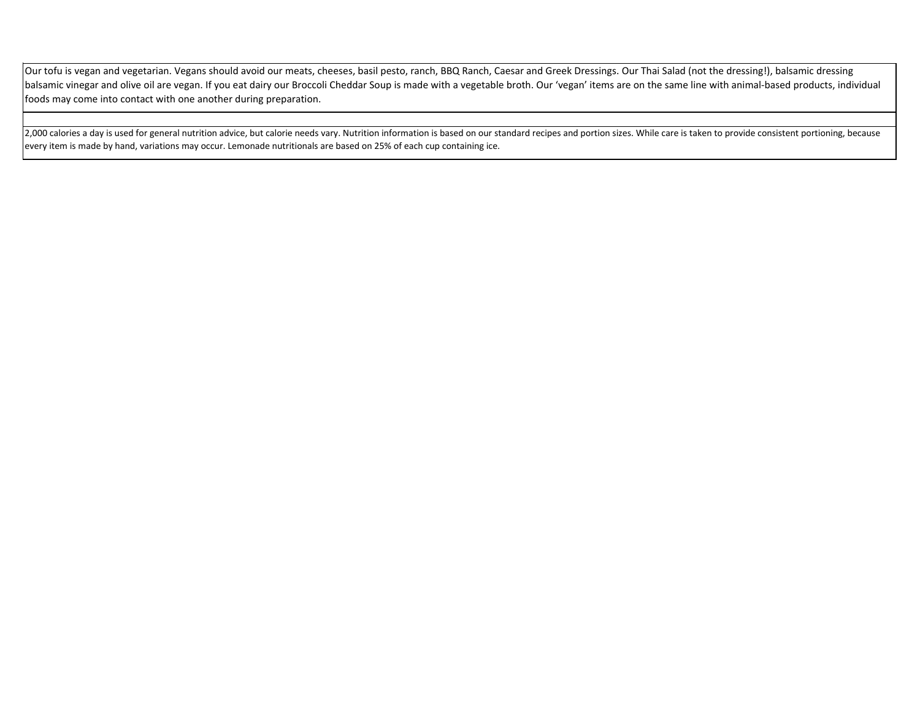Our tofu is vegan and vegetarian. Vegans should avoid our meats, cheeses, basil pesto, ranch, BBQ Ranch, Caesar and Greek Dressings. Our Thai Salad (not the dressing!), balsamic dressing balsamic vinegar and olive oil are vegan. If you eat dairy our Broccoli Cheddar Soup is made with a vegetable broth. Our 'vegan' items are on the same line with animal-based products, individual foods may come into contact with one another during preparation.

2,000 calories a day is used for general nutrition advice, but calorie needs vary. Nutrition information is based on our standard recipes and portion sizes. While care is taken to provide consistent portioning, because every item is made by hand, variations may occur. Lemonade nutritionals are based on 25% of each cup containing ice.